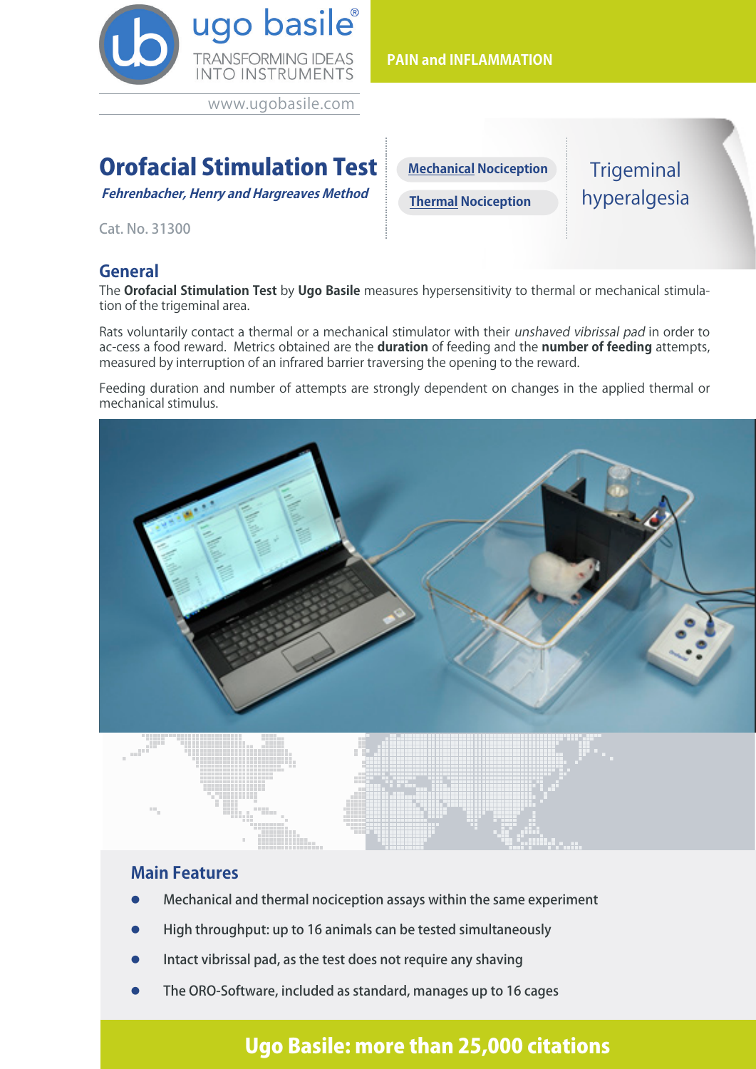ugo basile®
TRANSFORMING IDEAS INTO INSTRUMENTS

www.ugobasile.com

PAIN and INFLAMMATION

# Orofacial Stimulation Test

***Fehrenbacher, Henry and Hargreaves Method***

Cat. No. 31300

**Mechanical Nociception**

**Thermal Nociception**

Trigeminal hyperalgesia

## General

The **Orofacial Stimulation Test** by **Ugo Basile** measures hypersensitivity to thermal or mechanical stimulation of the trigeminal area.

Rats voluntarily contact a thermal or a mechanical stimulator with their *unshaved vibrissal pad* in order to ac-cess a food reward. Metrics obtained are the **duration** of feeding and the **number of feeding** attempts, measured by interruption of an infrared barrier traversing the opening to the reward.

Feeding duration and number of attempts are strongly dependent on changes in the applied thermal or mechanical stimulus.

## Main Features

- Mechanical and thermal nociception assays within the same experiment
- High throughput: up to 16 animals can be tested simultaneously
- Intact vibrissal pad, as the test does not require any shaving
- The ORO-Software, included as standard, manages up to 16 cages

**Ugo Basile: more than 25,000 citations**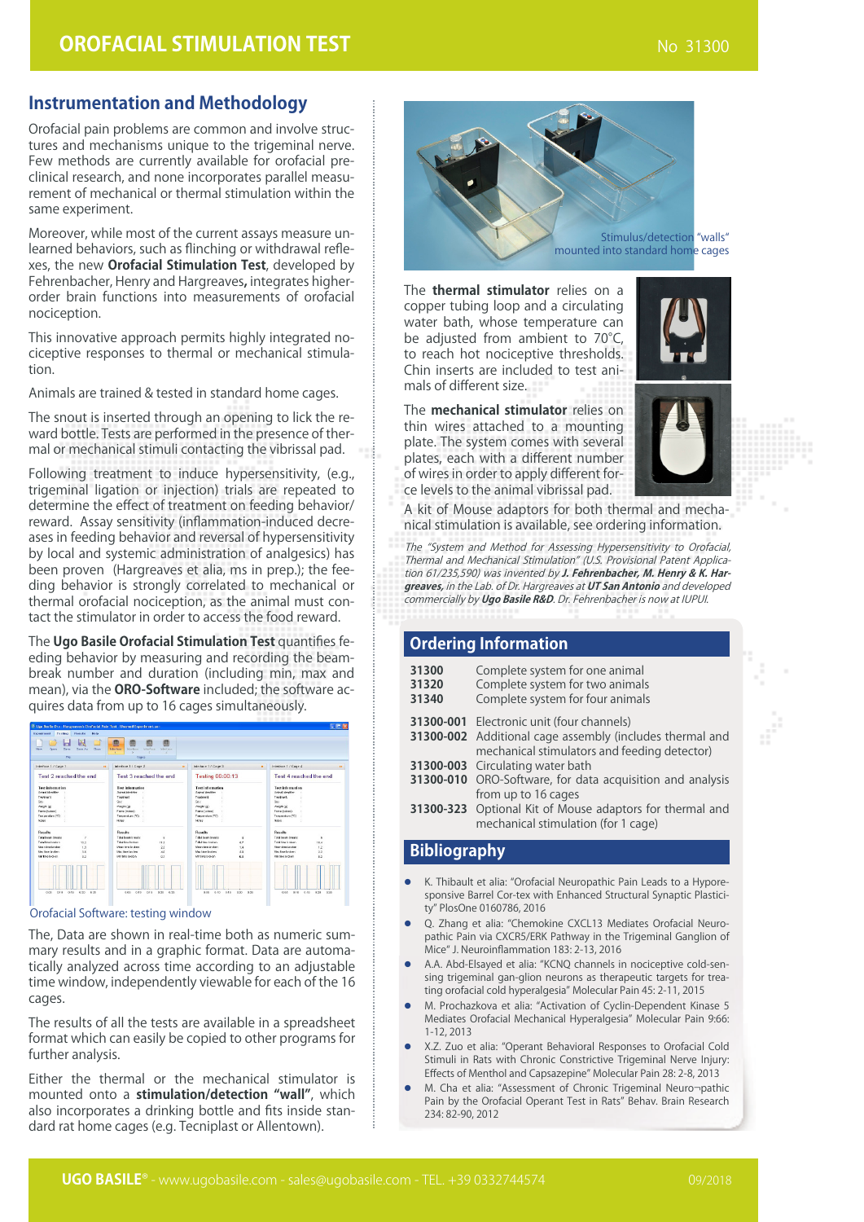# OROFACIAL STIMULATION TEST

No 31300

## Instrumentation and Methodology

Orofacial pain problems are common and involve structures and mechanisms unique to the trigeminal nerve. Few methods are currently available for orofacial preclinical research, and none incorporates parallel measurement of mechanical or thermal stimulation within the same experiment.

Moreover, while most of the current assays measure unlearned behaviors, such as flinching or withdrawal reflexes, the new **Orofacial Stimulation Test**, developed by Fehrenbacher, Henry and Hargreaves**,** integrates higher-order brain functions into measurements of orofacial nociception.

This innovative approach permits highly integrated nociceptive responses to thermal or mechanical stimulation.

Animals are trained & tested in standard home cages.

The snout is inserted through an opening to lick the reward bottle. Tests are performed in the presence of thermal or mechanical stimuli contacting the vibrissal pad.

Following treatment to induce hypersensitivity, (e.g., trigeminal ligation or injection) trials are repeated to determine the effect of treatment on feeding behavior/reward. Assay sensitivity (inflammation-induced decreases in feeding behavior and reversal of hypersensitivity by local and systemic administration of analgesics) has been proven (Hargreaves et alia, ms in prep.); the feeding behavior is strongly correlated to mechanical or thermal orofacial nociception, as the animal must contact the stimulator in order to access the food reward.

The **Ugo Basile Orofacial Stimulation Test** quantifies feeding behavior by measuring and recording the beam-break number and duration (including min, max and mean), via the **ORO-Software** included; the software acquires data from up to 16 cages simultaneously.

Orofacial Software: testing window

The, Data are shown in real-time both as numeric summary results and in a graphic format. Data are automatically analyzed across time according to an adjustable time window, independently viewable for each of the 16 cages.

The results of all the tests are available in a spreadsheet format which can easily be copied to other programs for further analysis.

Either the thermal or the mechanical stimulator is mounted onto a **stimulation/detection "wall"**, which also incorporates a drinking bottle and fits inside standard rat home cages (e.g. Tecniplast or Allentown).

Stimulus/detection "walls" mounted into standard home cages

The **thermal stimulator** relies on a copper tubing loop and a circulating water bath, whose temperature can be adjusted from ambient to 70°C, to reach hot nociceptive thresholds. Chin inserts are included to test animals of different size.

The **mechanical stimulator** relies on thin wires attached to a mounting plate. The system comes with several plates, each with a different number of wires in order to apply different force levels to the animal vibrissal pad.

A kit of Mouse adaptors for both thermal and mechanical stimulation is available, see ordering information.

*The "System and Method for Assessing Hypersensitivity to Orofacial, Thermal and Mechanical Stimulation" (U.S. Provisional Patent Application 61/235,590) was invented by* ***J. Fehrenbacher, M. Henry & K. Hargreaves,*** *in the Lab. of Dr. Hargreaves at* ***UT San Antonio*** *and developed commercially by* ***Ugo Basile R&D****. Dr. Fehrenbacher is now at IUPUI.*

## Ordering Information

| | |
|---|---|
| **31300** | Complete system for one animal |
| **31320** | Complete system for two animals |
| **31340** | Complete system for four animals |
| **31300-001** | Electronic unit (four channels) |
| **31300-002** | Additional cage assembly (includes thermal and mechanical stimulators and feeding detector) |
| **31300-003** | Circulating water bath |
| **31300-010** | ORO-Software, for data acquisition and analysis from up to 16 cages |
| **31300-323** | Optional Kit of Mouse adaptors for thermal and mechanical stimulation (for 1 cage) |

## Bibliography

- K. Thibault et alia: "Orofacial Neuropathic Pain Leads to a Hyporesponsive Barrel Cor-tex with Enhanced Structural Synaptic Plasticity" PlosOne 0160786, 2016
- Q. Zhang et alia: "Chemokine CXCL13 Mediates Orofacial Neuropathic Pain via CXCR5/ERK Pathway in the Trigeminal Ganglion of Mice" J. Neuroinflammation 183: 2-13, 2016
- A.A. Abd-Elsayed et alia: "KCNQ channels in nociceptive cold-sensing trigeminal gan-glion neurons as therapeutic targets for treating orofacial cold hyperalgesia" Molecular Pain 45: 2-11, 2015
- M. Prochazkova et alia: "Activation of Cyclin-Dependent Kinase 5 Mediates Orofacial Mechanical Hyperalgesia" Molecular Pain 9:66: 1-12, 2013
- X.Z. Zuo et alia: "Operant Behavioral Responses to Orofacial Cold Stimuli in Rats with Chronic Constrictive Trigeminal Nerve Injury: Effects of Menthol and Capsazepine" Molecular Pain 28: 2-8, 2013
- M. Cha et alia: "Assessment of Chronic Trigeminal Neuro¬pathic Pain by the Orofacial Operant Test in Rats" Behav. Brain Research 234: 82-90, 2012

**UGO BASILE**® - www.ugobasile.com - sales@ugobasile.com - TEL. +39 0332744574

09/2018